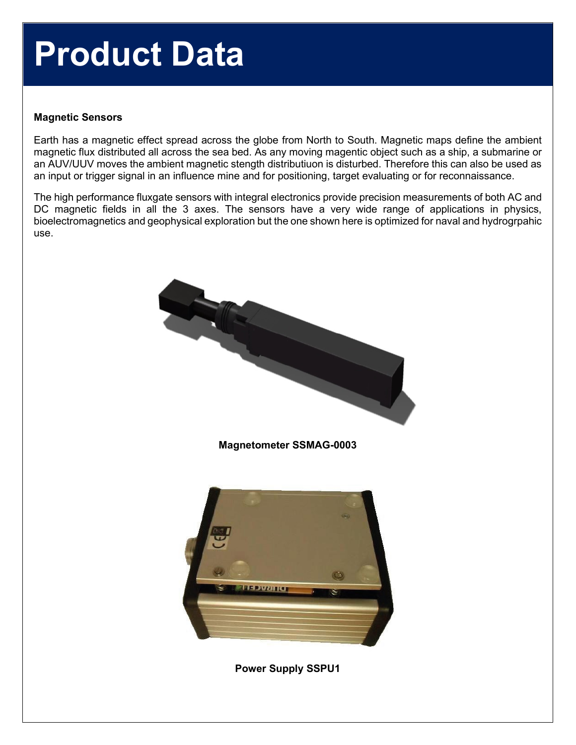# Product Data

**Magnetic Sensors**

Earth has a magnetic effect spread across the globe from North to South. Magnetic maps define the ambient magnetic flux distributed all across the sea bed. As any moving magentic object such as a ship, a submarine or an AUV/UUV moves the ambient magnetic stength distributiuon is disturbed. Therefore this can also be used as an input or trigger signal in an influence mine and for positioning, target evaluating or for reconnaissance.

The high performance fluxgate sensors with integral electronics provide precision measurements of both AC and DC magnetic fields in all the 3 axes. The sensors have a very wide range of applications in physics, bioelectromagnetics and geophysical exploration but the one shown here is optimized for naval and hydrogrpahic use.

**Magnetometer SSMAG-0003**

**Power Supply SSPU1**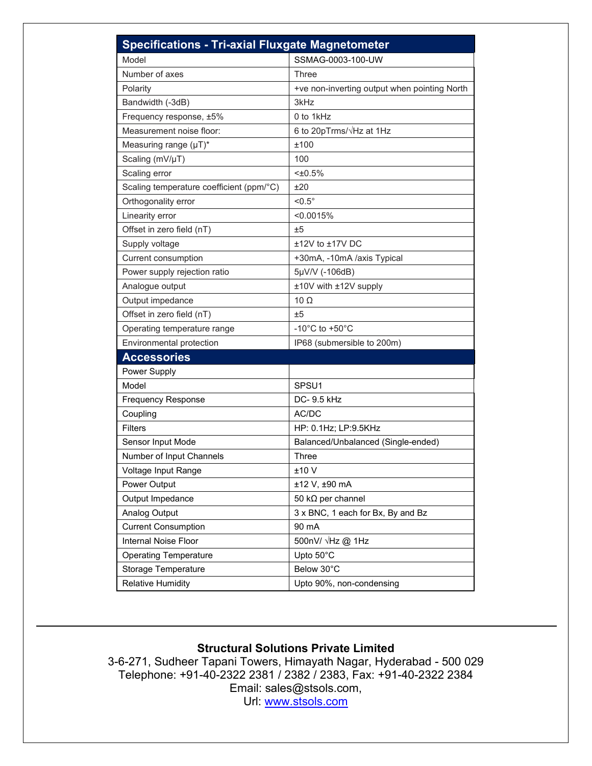| Specifications - Tri-axial Fluxgate Magnetometer | |
|---|---|
| Model | SSMAG-0003-100-UW |
| Number of axes | Three |
| Polarity | +ve non-inverting output when pointing North |
| Bandwidth (-3dB) | 3kHz |
| Frequency response, ±5% | 0 to 1kHz |
| Measurement noise floor: | 6 to 20pTrms/√Hz at 1Hz |
| Measuring range (µT)* | ±100 |
| Scaling (mV/µT) | 100 |
| Scaling error | <±0.5% |
| Scaling temperature coefficient (ppm/°C) | ±20 |
| Orthogonality error | <0.5° |
| Linearity error | <0.0015% |
| Offset in zero field (nT) | ±5 |
| Supply voltage | ±12V to ±17V DC |
| Current consumption | +30mA, -10mA /axis Typical |
| Power supply rejection ratio | 5µV/V (-106dB) |
| Analogue output | ±10V with ±12V supply |
| Output impedance | 10 Ω |
| Offset in zero field (nT) | ±5 |
| Operating temperature range | -10°C to +50°C |
| Environmental protection | IP68 (submersible to 200m) |
| **Accessories** | |
| Power Supply | |
| Model | SPSU1 |
| Frequency Response | DC- 9.5 kHz |
| Coupling | AC/DC |
| Filters | HP: 0.1Hz; LP:9.5KHz |
| Sensor Input Mode | Balanced/Unbalanced (Single-ended) |
| Number of Input Channels | Three |
| Voltage Input Range | ±10 V |
| Power Output | ±12 V, ±90 mA |
| Output Impedance | 50 kΩ per channel |
| Analog Output | 3 x BNC, 1 each for Bx, By and Bz |
| Current Consumption | 90 mA |
| Internal Noise Floor | 500nV/ √Hz @ 1Hz |
| Operating Temperature | Upto 50°C |
| Storage Temperature | Below 30°C |
| Relative Humidity | Upto 90%, non-condensing |

**Structural Solutions Private Limited**
3-6-271, Sudheer Tapani Towers, Himayath Nagar, Hyderabad - 500 029
Telephone: +91-40-2322 2381 / 2382 / 2383, Fax: +91-40-2322 2384
Email: sales@stsols.com,
Url: www.stsols.com